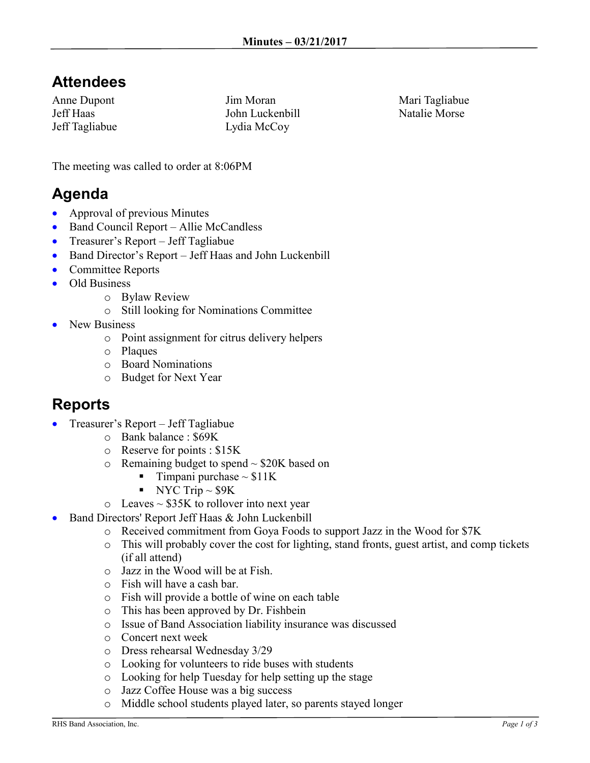**Minutes – 03/21/2017**

## Attendees

Anne Dupont
Jeff Haas
Jeff Tagliabue
Jim Moran
John Luckenbill
Lydia McCoy
Mari Tagliabue
Natalie Morse

The meeting was called to order at 8:06PM

## Agenda

- Approval of previous Minutes
- Band Council Report – Allie McCandless
- Treasurer's Report – Jeff Tagliabue
- Band Director's Report – Jeff Haas and John Luckenbill
- Committee Reports
- Old Business
  - Bylaw Review
  - Still looking for Nominations Committee
- New Business
  - Point assignment for citrus delivery helpers
  - Plaques
  - Board Nominations
  - Budget for Next Year

## Reports

- Treasurer's Report – Jeff Tagliabue
  - Bank balance : $69K
  - Reserve for points : $15K
  - Remaining budget to spend ~ $20K based on
    - Timpani purchase ~ $11K
    - NYC Trip ~ $9K
  - Leaves ~ $35K to rollover into next year
- Band Directors' Report Jeff Haas & John Luckenbill
  - Received commitment from Goya Foods to support Jazz in the Wood for $7K
  - This will probably cover the cost for lighting, stand fronts, guest artist, and comp tickets (if all attend)
  - Jazz in the Wood will be at Fish.
  - Fish will have a cash bar.
  - Fish will provide a bottle of wine on each table
  - This has been approved by Dr. Fishbein
  - Issue of Band Association liability insurance was discussed
  - Concert next week
  - Dress rehearsal Wednesday 3/29
  - Looking for volunteers to ride buses with students
  - Looking for help Tuesday for help setting up the stage
  - Jazz Coffee House was a big success
  - Middle school students played later, so parents stayed longer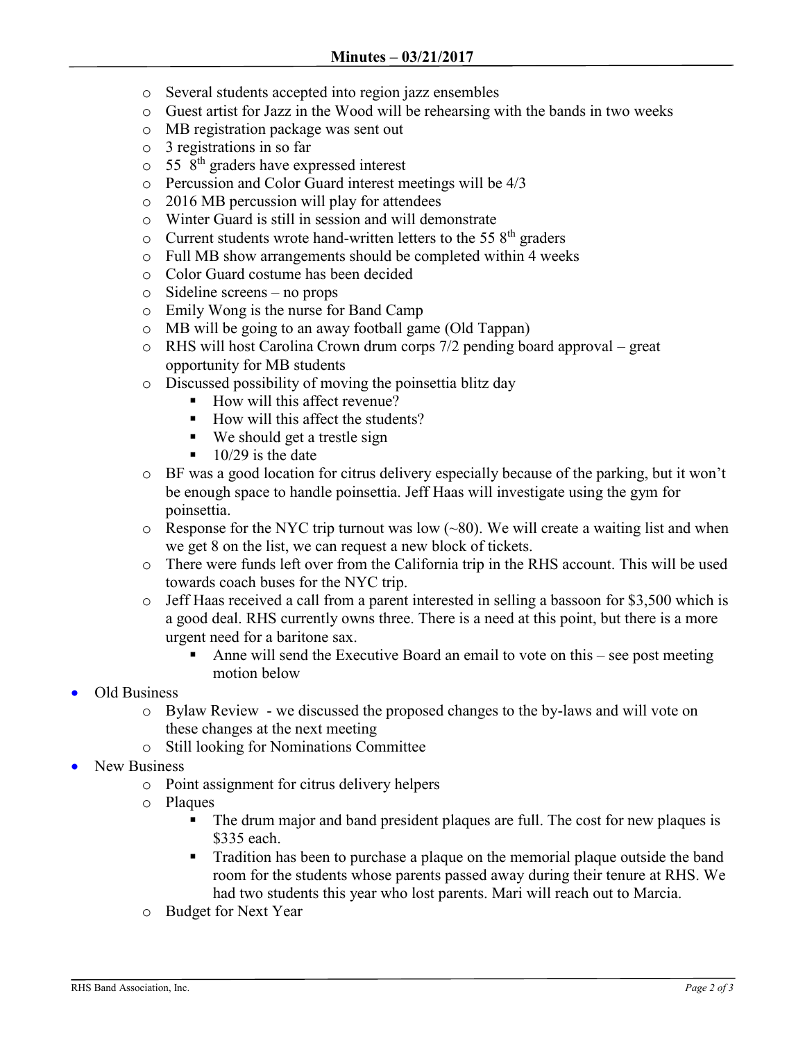**Minutes – 03/21/2017**

    - Several students accepted into region jazz ensembles
    - Guest artist for Jazz in the Wood will be rehearsing with the bands in two weeks
    - MB registration package was sent out
    - 3 registrations in so far
    - 55 8th graders have expressed interest
    - Percussion and Color Guard interest meetings will be 4/3
    - 2016 MB percussion will play for attendees
    - Winter Guard is still in session and will demonstrate
    - Current students wrote hand-written letters to the 55 8th graders
    - Full MB show arrangements should be completed within 4 weeks
    - Color Guard costume has been decided
    - Sideline screens – no props
    - Emily Wong is the nurse for Band Camp
    - MB will be going to an away football game (Old Tappan)
    - RHS will host Carolina Crown drum corps 7/2 pending board approval – great opportunity for MB students
    - Discussed possibility of moving the poinsettia blitz day
        - How will this affect revenue?
        - How will this affect the students?
        - We should get a trestle sign
        - 10/29 is the date
    - BF was a good location for citrus delivery especially because of the parking, but it won't be enough space to handle poinsettia. Jeff Haas will investigate using the gym for poinsettia.
    - Response for the NYC trip turnout was low (~80). We will create a waiting list and when we get 8 on the list, we can request a new block of tickets.
    - There were funds left over from the California trip in the RHS account. This will be used towards coach buses for the NYC trip.
    - Jeff Haas received a call from a parent interested in selling a bassoon for $3,500 which is a good deal. RHS currently owns three. There is a need at this point, but there is a more urgent need for a baritone sax.
        - Anne will send the Executive Board an email to vote on this – see post meeting motion below

- Old Business
    - Bylaw Review - we discussed the proposed changes to the by-laws and will vote on these changes at the next meeting
    - Still looking for Nominations Committee
- New Business
    - Point assignment for citrus delivery helpers
    - Plaques
        - The drum major and band president plaques are full. The cost for new plaques is $335 each.
        - Tradition has been to purchase a plaque on the memorial plaque outside the band room for the students whose parents passed away during their tenure at RHS. We had two students this year who lost parents. Mari will reach out to Marcia.
    - Budget for Next Year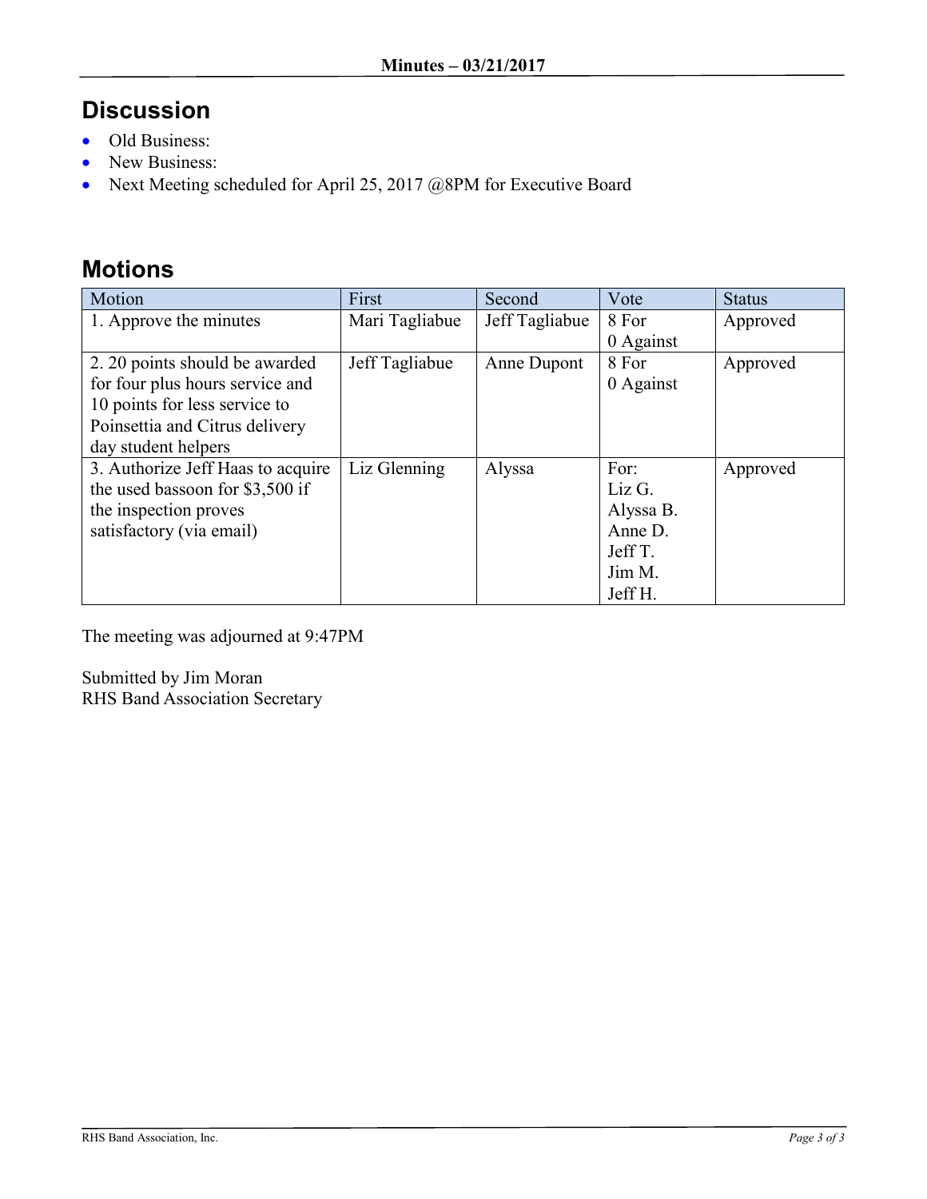## Discussion

- Old Business:
- New Business:
- Next Meeting scheduled for April 25, 2017 @8PM for Executive Board

## Motions

| Motion | First | Second | Vote | Status |
|---|---|---|---|---|
| 1. Approve the minutes | Mari Tagliabue | Jeff Tagliabue | 8 For<br>0 Against | Approved |
| 2. 20 points should be awarded for four plus hours service and 10 points for less service to Poinsettia and Citrus delivery day student helpers | Jeff Tagliabue | Anne Dupont | 8 For<br>0 Against | Approved |
| 3. Authorize Jeff Haas to acquire the used bassoon for $3,500 if the inspection proves satisfactory (via email) | Liz Glenning | Alyssa | For:<br>Liz G.<br>Alyssa B.<br>Anne D.<br>Jeff T.<br>Jim M.<br>Jeff H. | Approved |

The meeting was adjourned at 9:47PM

Submitted by Jim Moran
RHS Band Association Secretary